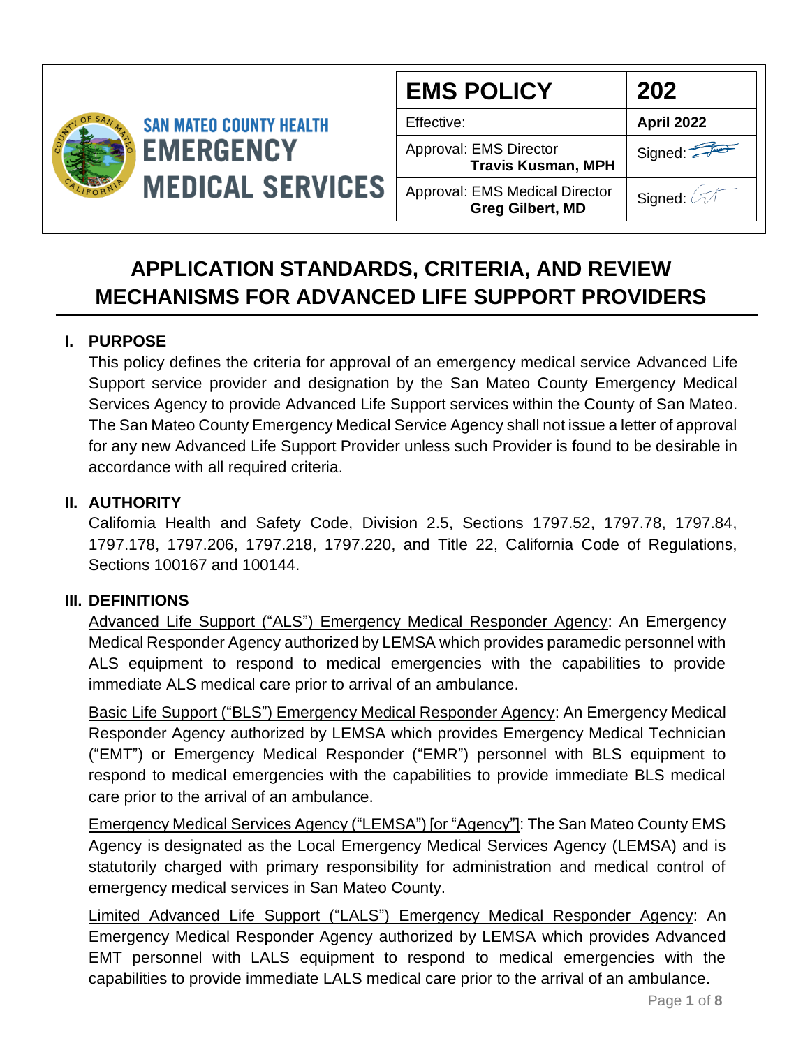SAN MATEO COUNTY HEALTH
**EMERGENCY MEDICAL SERVICES**

| **EMS POLICY** | **202** |
| --- | --- |
| Effective: | **April 2022** |
| Approval: EMS Director **Travis Kusman, MPH** | Signed: |
| Approval: EMS Medical Director **Greg Gilbert, MD** | Signed: |

# APPLICATION STANDARDS, CRITERIA, AND REVIEW MECHANISMS FOR ADVANCED LIFE SUPPORT PROVIDERS

## I. PURPOSE

This policy defines the criteria for approval of an emergency medical service Advanced Life Support service provider and designation by the San Mateo County Emergency Medical Services Agency to provide Advanced Life Support services within the County of San Mateo. The San Mateo County Emergency Medical Service Agency shall not issue a letter of approval for any new Advanced Life Support Provider unless such Provider is found to be desirable in accordance with all required criteria.

## II. AUTHORITY

California Health and Safety Code, Division 2.5, Sections 1797.52, 1797.78, 1797.84, 1797.178, 1797.206, 1797.218, 1797.220, and Title 22, California Code of Regulations, Sections 100167 and 100144.

## III. DEFINITIONS

Advanced Life Support ("ALS") Emergency Medical Responder Agency: An Emergency Medical Responder Agency authorized by LEMSA which provides paramedic personnel with ALS equipment to respond to medical emergencies with the capabilities to provide immediate ALS medical care prior to arrival of an ambulance.

Basic Life Support ("BLS") Emergency Medical Responder Agency: An Emergency Medical Responder Agency authorized by LEMSA which provides Emergency Medical Technician ("EMT") or Emergency Medical Responder ("EMR") personnel with BLS equipment to respond to medical emergencies with the capabilities to provide immediate BLS medical care prior to the arrival of an ambulance.

Emergency Medical Services Agency ("LEMSA") [or "Agency"]: The San Mateo County EMS Agency is designated as the Local Emergency Medical Services Agency (LEMSA) and is statutorily charged with primary responsibility for administration and medical control of emergency medical services in San Mateo County.

Limited Advanced Life Support ("LALS") Emergency Medical Responder Agency: An Emergency Medical Responder Agency authorized by LEMSA which provides Advanced EMT personnel with LALS equipment to respond to medical emergencies with the capabilities to provide immediate LALS medical care prior to the arrival of an ambulance.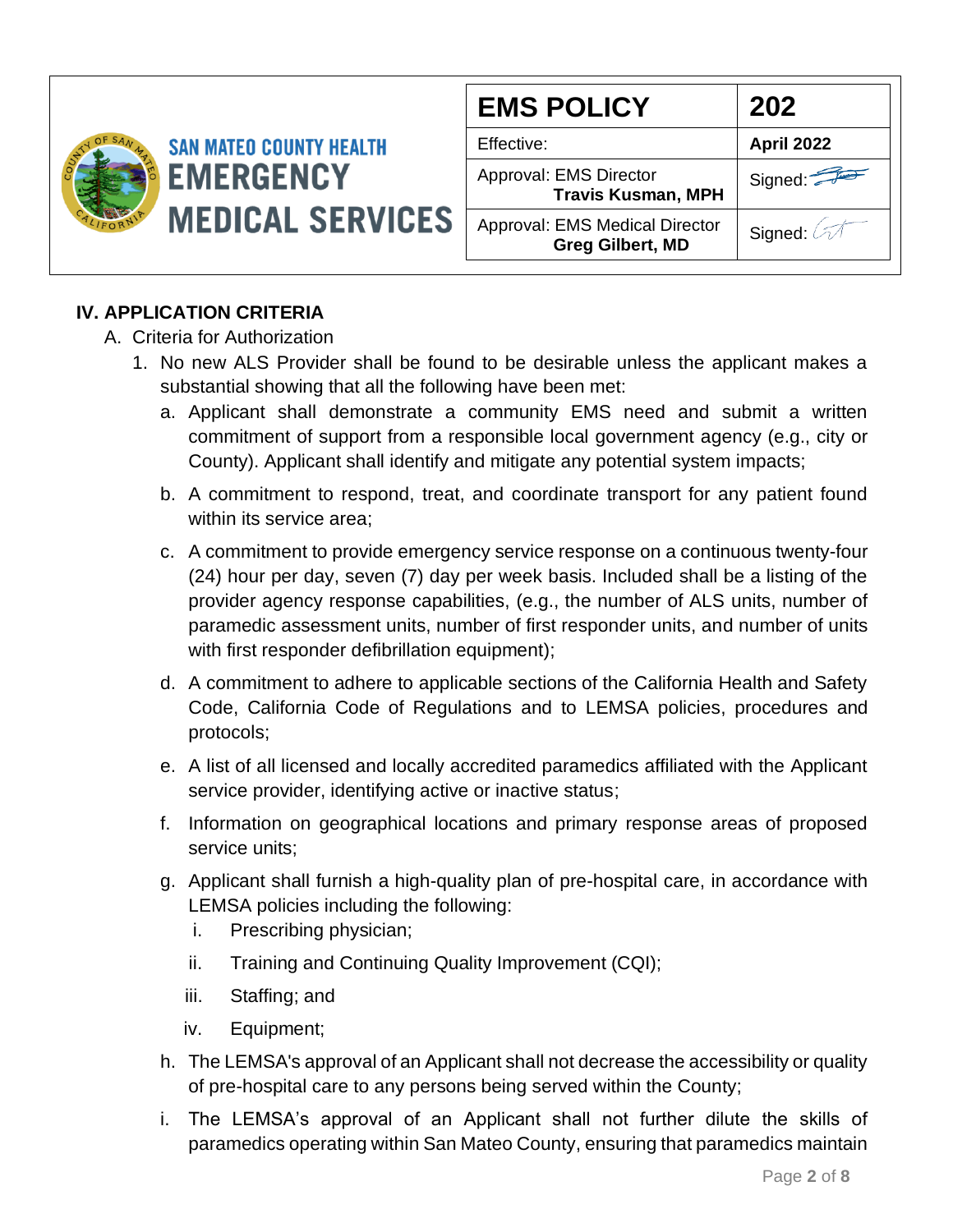## IV. APPLICATION CRITERIA

A. Criteria for Authorization

1. No new ALS Provider shall be found to be desirable unless the applicant makes a substantial showing that all the following have been met:
   a. Applicant shall demonstrate a community EMS need and submit a written commitment of support from a responsible local government agency (e.g., city or County). Applicant shall identify and mitigate any potential system impacts;
   b. A commitment to respond, treat, and coordinate transport for any patient found within its service area;
   c. A commitment to provide emergency service response on a continuous twenty-four (24) hour per day, seven (7) day per week basis. Included shall be a listing of the provider agency response capabilities, (e.g., the number of ALS units, number of paramedic assessment units, number of first responder units, and number of units with first responder defibrillation equipment);
   d. A commitment to adhere to applicable sections of the California Health and Safety Code, California Code of Regulations and to LEMSA policies, procedures and protocols;
   e. A list of all licensed and locally accredited paramedics affiliated with the Applicant service provider, identifying active or inactive status;
   f. Information on geographical locations and primary response areas of proposed service units;
   g. Applicant shall furnish a high-quality plan of pre-hospital care, in accordance with LEMSA policies including the following:
      i. Prescribing physician;
      ii. Training and Continuing Quality Improvement (CQI);
      iii. Staffing; and
      iv. Equipment;
   h. The LEMSA's approval of an Applicant shall not decrease the accessibility or quality of pre-hospital care to any persons being served within the County;
   i. The LEMSA's approval of an Applicant shall not further dilute the skills of paramedics operating within San Mateo County, ensuring that paramedics maintain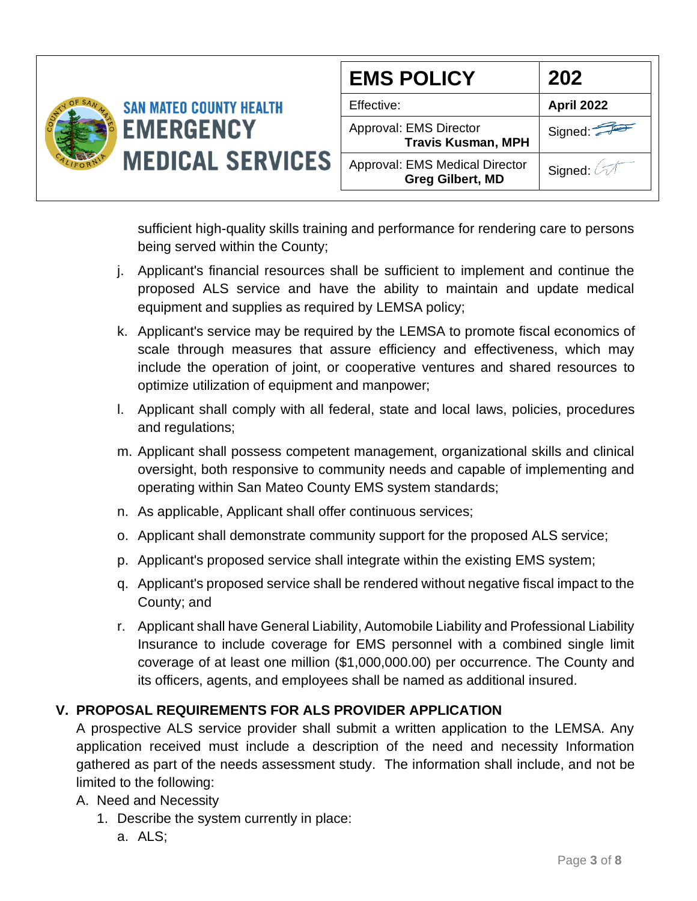sufficient high-quality skills training and performance for rendering care to persons being served within the County;

j. Applicant's financial resources shall be sufficient to implement and continue the proposed ALS service and have the ability to maintain and update medical equipment and supplies as required by LEMSA policy;

k. Applicant's service may be required by the LEMSA to promote fiscal economics of scale through measures that assure efficiency and effectiveness, which may include the operation of joint, or cooperative ventures and shared resources to optimize utilization of equipment and manpower;

l. Applicant shall comply with all federal, state and local laws, policies, procedures and regulations;

m. Applicant shall possess competent management, organizational skills and clinical oversight, both responsive to community needs and capable of implementing and operating within San Mateo County EMS system standards;

n. As applicable, Applicant shall offer continuous services;

o. Applicant shall demonstrate community support for the proposed ALS service;

p. Applicant's proposed service shall integrate within the existing EMS system;

q. Applicant's proposed service shall be rendered without negative fiscal impact to the County; and

r. Applicant shall have General Liability, Automobile Liability and Professional Liability Insurance to include coverage for EMS personnel with a combined single limit coverage of at least one million ($1,000,000.00) per occurrence. The County and its officers, agents, and employees shall be named as additional insured.

## V. PROPOSAL REQUIREMENTS FOR ALS PROVIDER APPLICATION

A prospective ALS service provider shall submit a written application to the LEMSA. Any application received must include a description of the need and necessity Information gathered as part of the needs assessment study. The information shall include, and not be limited to the following:

A. Need and Necessity

1. Describe the system currently in place:

a. ALS;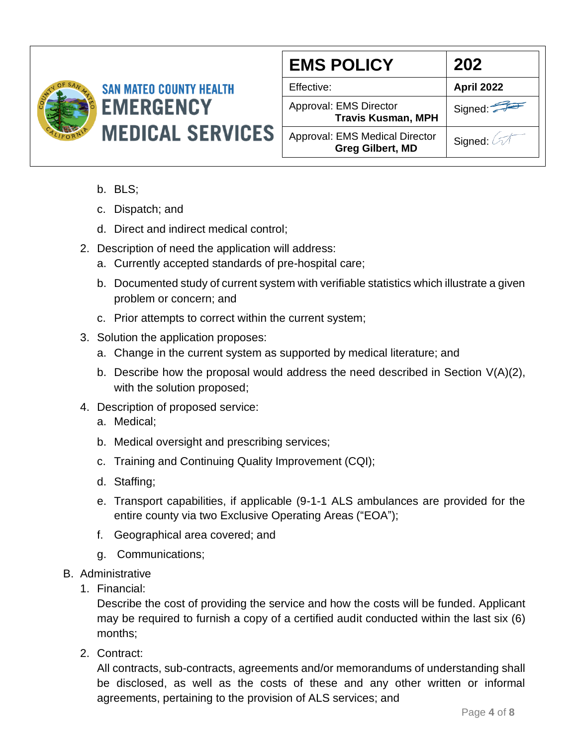b. BLS;

   c. Dispatch; and

   d. Direct and indirect medical control;

2. Description of need the application will address:
   a. Currently accepted standards of pre-hospital care;

   b. Documented study of current system with verifiable statistics which illustrate a given problem or concern; and

   c. Prior attempts to correct within the current system;

3. Solution the application proposes:
   a. Change in the current system as supported by medical literature; and

   b. Describe how the proposal would address the need described in Section V(A)(2), with the solution proposed;

4. Description of proposed service:
   a. Medical;

   b. Medical oversight and prescribing services;

   c. Training and Continuing Quality Improvement (CQI);

   d. Staffing;

   e. Transport capabilities, if applicable (9-1-1 ALS ambulances are provided for the entire county via two Exclusive Operating Areas ("EOA");

   f. Geographical area covered; and

   g. Communications;

B. Administrative
   1. Financial:
      Describe the cost of providing the service and how the costs will be funded. Applicant may be required to furnish a copy of a certified audit conducted within the last six (6) months;

   2. Contract:
      All contracts, sub-contracts, agreements and/or memorandums of understanding shall be disclosed, as well as the costs of these and any other written or informal agreements, pertaining to the provision of ALS services; and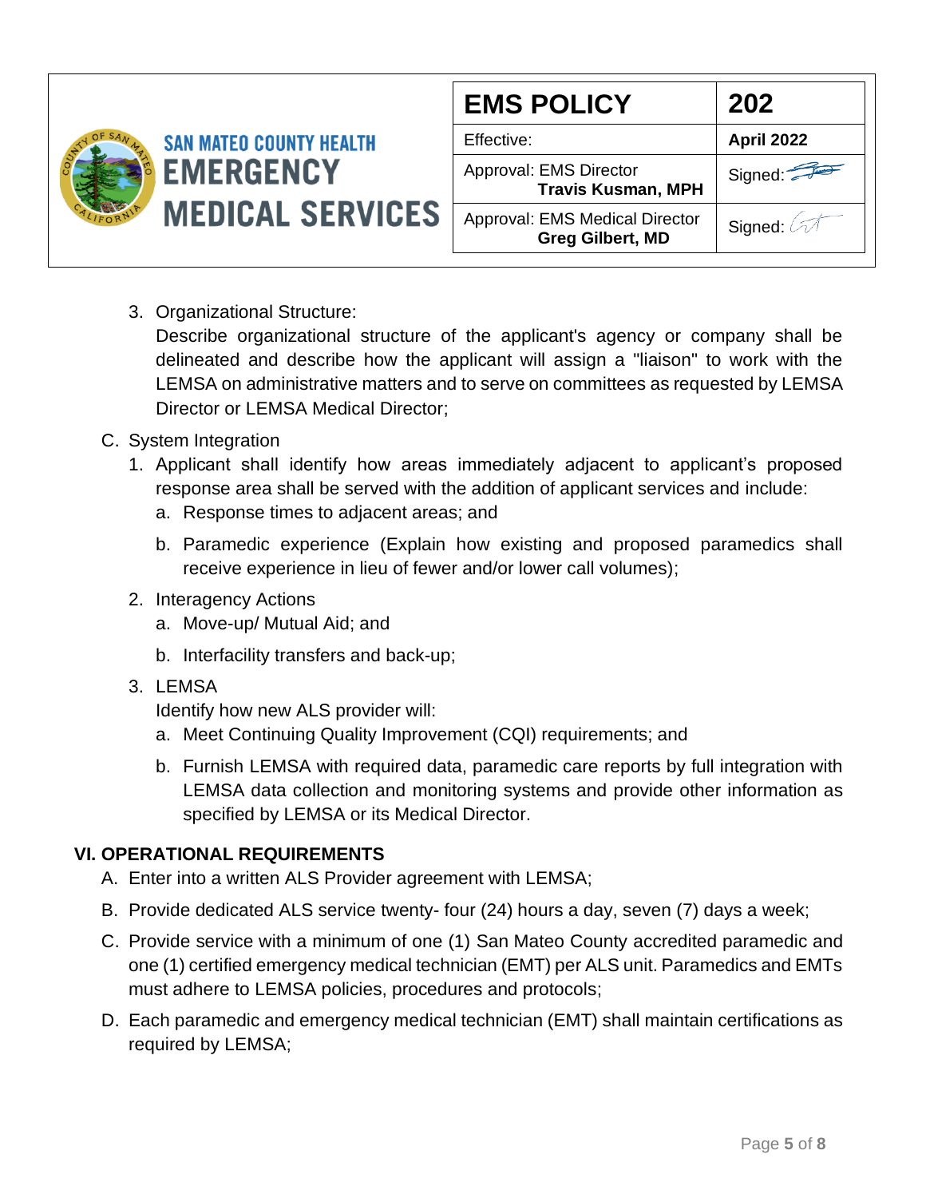3. Organizational Structure:
   Describe organizational structure of the applicant's agency or company shall be delineated and describe how the applicant will assign a "liaison" to work with the LEMSA on administrative matters and to serve on committees as requested by LEMSA Director or LEMSA Medical Director;

C. System Integration

1. Applicant shall identify how areas immediately adjacent to applicant's proposed response area shall be served with the addition of applicant services and include:
   a. Response times to adjacent areas; and
   b. Paramedic experience (Explain how existing and proposed paramedics shall receive experience in lieu of fewer and/or lower call volumes);
2. Interagency Actions
   a. Move-up/ Mutual Aid; and
   b. Interfacility transfers and back-up;
3. LEMSA
   Identify how new ALS provider will:
   a. Meet Continuing Quality Improvement (CQI) requirements; and
   b. Furnish LEMSA with required data, paramedic care reports by full integration with LEMSA data collection and monitoring systems and provide other information as specified by LEMSA or its Medical Director.

## VI. OPERATIONAL REQUIREMENTS

A. Enter into a written ALS Provider agreement with LEMSA;

B. Provide dedicated ALS service twenty- four (24) hours a day, seven (7) days a week;

C. Provide service with a minimum of one (1) San Mateo County accredited paramedic and one (1) certified emergency medical technician (EMT) per ALS unit. Paramedics and EMTs must adhere to LEMSA policies, procedures and protocols;

D. Each paramedic and emergency medical technician (EMT) shall maintain certifications as required by LEMSA;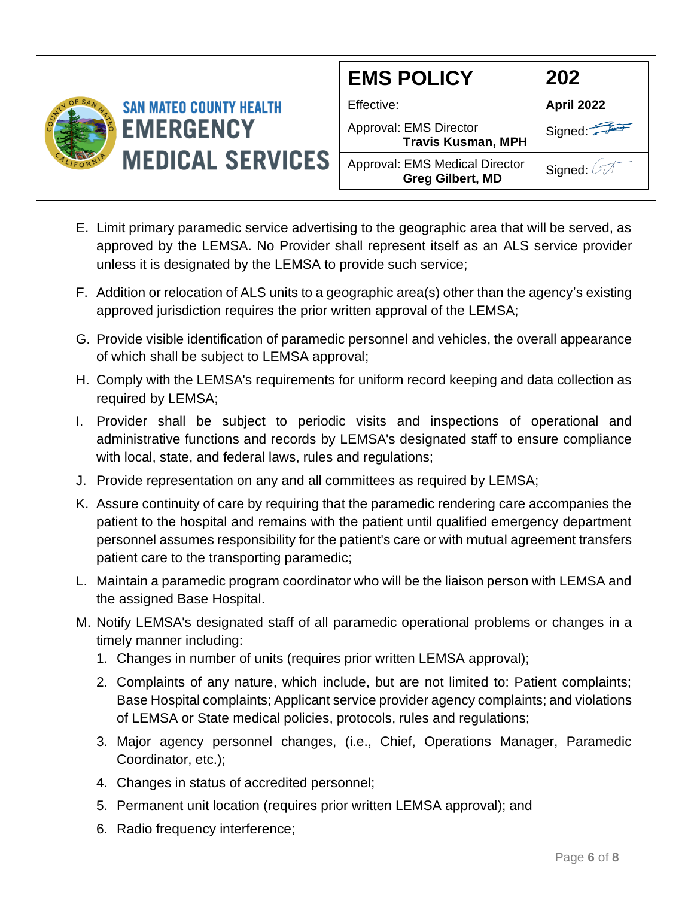E. Limit primary paramedic service advertising to the geographic area that will be served, as approved by the LEMSA. No Provider shall represent itself as an ALS service provider unless it is designated by the LEMSA to provide such service;

F. Addition or relocation of ALS units to a geographic area(s) other than the agency's existing approved jurisdiction requires the prior written approval of the LEMSA;

G. Provide visible identification of paramedic personnel and vehicles, the overall appearance of which shall be subject to LEMSA approval;

H. Comply with the LEMSA's requirements for uniform record keeping and data collection as required by LEMSA;

I. Provider shall be subject to periodic visits and inspections of operational and administrative functions and records by LEMSA's designated staff to ensure compliance with local, state, and federal laws, rules and regulations;

J. Provide representation on any and all committees as required by LEMSA;

K. Assure continuity of care by requiring that the paramedic rendering care accompanies the patient to the hospital and remains with the patient until qualified emergency department personnel assumes responsibility for the patient's care or with mutual agreement transfers patient care to the transporting paramedic;

L. Maintain a paramedic program coordinator who will be the liaison person with LEMSA and the assigned Base Hospital.

M. Notify LEMSA's designated staff of all paramedic operational problems or changes in a timely manner including:
   1. Changes in number of units (requires prior written LEMSA approval);
   2. Complaints of any nature, which include, but are not limited to: Patient complaints; Base Hospital complaints; Applicant service provider agency complaints; and violations of LEMSA or State medical policies, protocols, rules and regulations;
   3. Major agency personnel changes, (i.e., Chief, Operations Manager, Paramedic Coordinator, etc.);
   4. Changes in status of accredited personnel;
   5. Permanent unit location (requires prior written LEMSA approval); and
   6. Radio frequency interference;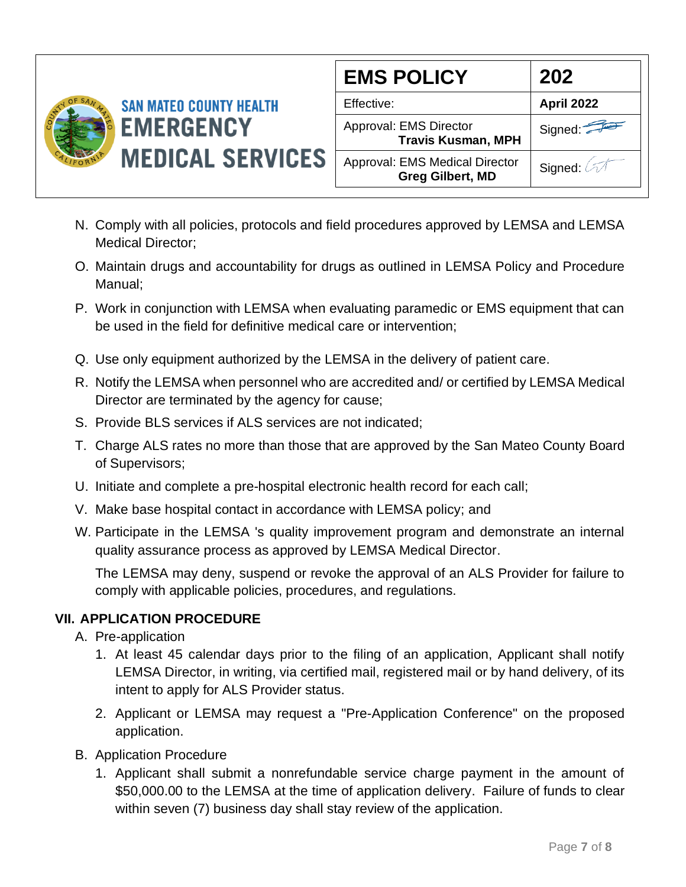N. Comply with all policies, protocols and field procedures approved by LEMSA and LEMSA Medical Director;

O. Maintain drugs and accountability for drugs as outlined in LEMSA Policy and Procedure Manual;

P. Work in conjunction with LEMSA when evaluating paramedic or EMS equipment that can be used in the field for definitive medical care or intervention;

Q. Use only equipment authorized by the LEMSA in the delivery of patient care.

R. Notify the LEMSA when personnel who are accredited and/ or certified by LEMSA Medical Director are terminated by the agency for cause;

S. Provide BLS services if ALS services are not indicated;

T. Charge ALS rates no more than those that are approved by the San Mateo County Board of Supervisors;

U. Initiate and complete a pre-hospital electronic health record for each call;

V. Make base hospital contact in accordance with LEMSA policy; and

W. Participate in the LEMSA 's quality improvement program and demonstrate an internal quality assurance process as approved by LEMSA Medical Director.

The LEMSA may deny, suspend or revoke the approval of an ALS Provider for failure to comply with applicable policies, procedures, and regulations.

## VII. APPLICATION PROCEDURE

A. Pre-application

1. At least 45 calendar days prior to the filing of an application, Applicant shall notify LEMSA Director, in writing, via certified mail, registered mail or by hand delivery, of its intent to apply for ALS Provider status.

2. Applicant or LEMSA may request a "Pre-Application Conference" on the proposed application.

B. Application Procedure

1. Applicant shall submit a nonrefundable service charge payment in the amount of $50,000.00 to the LEMSA at the time of application delivery. Failure of funds to clear within seven (7) business day shall stay review of the application.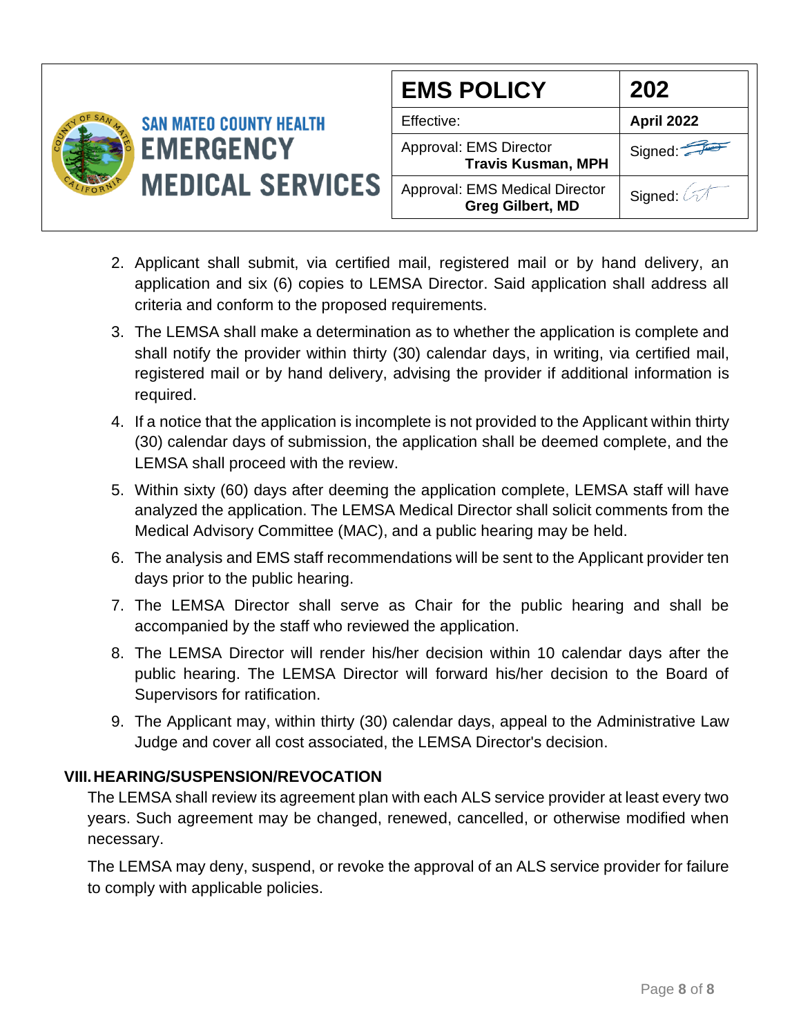2. Applicant shall submit, via certified mail, registered mail or by hand delivery, an application and six (6) copies to LEMSA Director. Said application shall address all criteria and conform to the proposed requirements.
3. The LEMSA shall make a determination as to whether the application is complete and shall notify the provider within thirty (30) calendar days, in writing, via certified mail, registered mail or by hand delivery, advising the provider if additional information is required.
4. If a notice that the application is incomplete is not provided to the Applicant within thirty (30) calendar days of submission, the application shall be deemed complete, and the LEMSA shall proceed with the review.
5. Within sixty (60) days after deeming the application complete, LEMSA staff will have analyzed the application. The LEMSA Medical Director shall solicit comments from the Medical Advisory Committee (MAC), and a public hearing may be held.
6. The analysis and EMS staff recommendations will be sent to the Applicant provider ten days prior to the public hearing.
7. The LEMSA Director shall serve as Chair for the public hearing and shall be accompanied by the staff who reviewed the application.
8. The LEMSA Director will render his/her decision within 10 calendar days after the public hearing. The LEMSA Director will forward his/her decision to the Board of Supervisors for ratification.
9. The Applicant may, within thirty (30) calendar days, appeal to the Administrative Law Judge and cover all cost associated, the LEMSA Director's decision.

## VIII. HEARING/SUSPENSION/REVOCATION

The LEMSA shall review its agreement plan with each ALS service provider at least every two years. Such agreement may be changed, renewed, cancelled, or otherwise modified when necessary.

The LEMSA may deny, suspend, or revoke the approval of an ALS service provider for failure to comply with applicable policies.